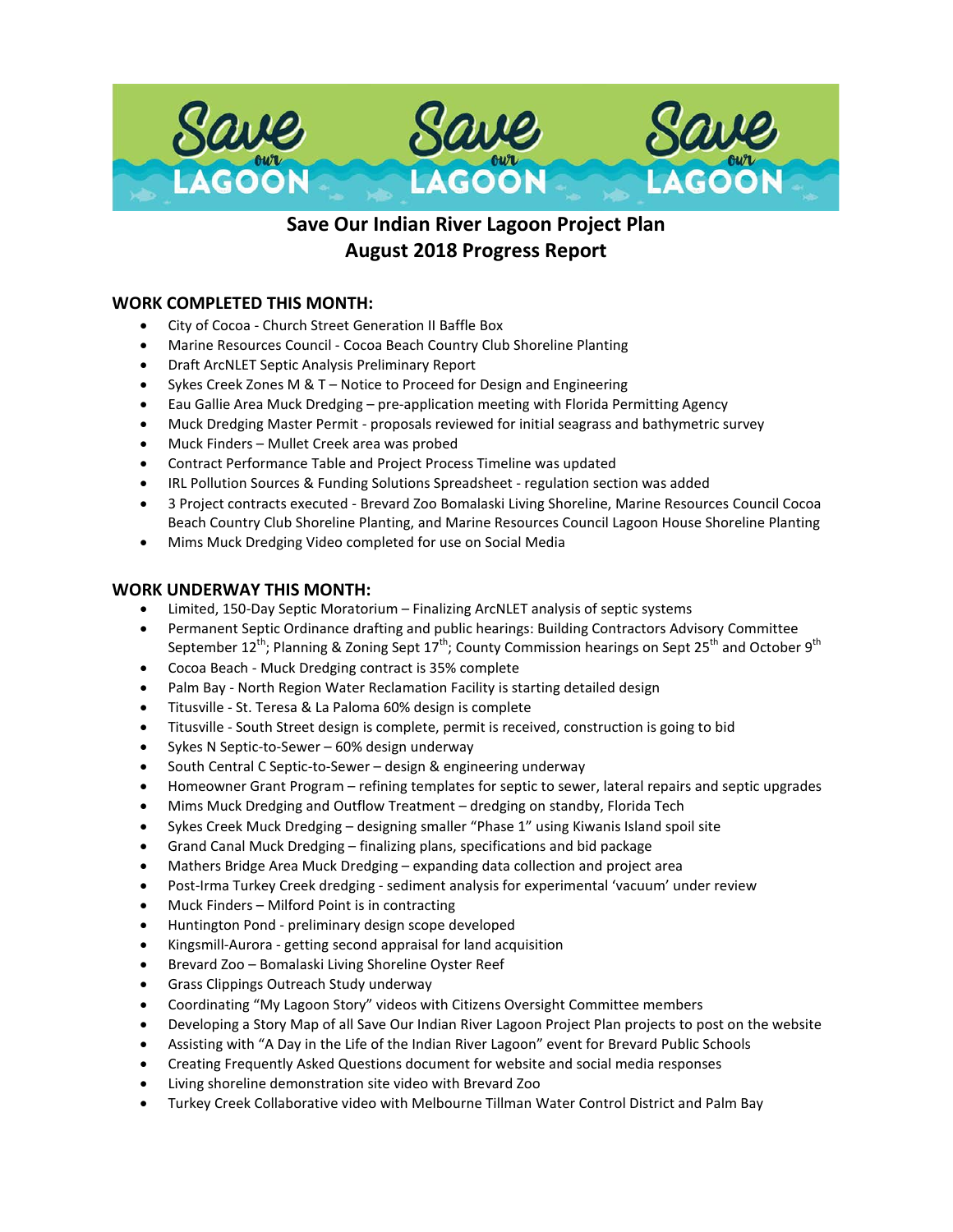# Save Our Indian River Lagoon Project Plan
## August 2018 Progress Report

### WORK COMPLETED THIS MONTH:

- City of Cocoa - Church Street Generation II Baffle Box
- Marine Resources Council - Cocoa Beach Country Club Shoreline Planting
- Draft ArcNLET Septic Analysis Preliminary Report
- Sykes Creek Zones M & T – Notice to Proceed for Design and Engineering
- Eau Gallie Area Muck Dredging – pre-application meeting with Florida Permitting Agency
- Muck Dredging Master Permit - proposals reviewed for initial seagrass and bathymetric survey
- Muck Finders – Mullet Creek area was probed
- Contract Performance Table and Project Process Timeline was updated
- IRL Pollution Sources & Funding Solutions Spreadsheet - regulation section was added
- 3 Project contracts executed - Brevard Zoo Bomalaski Living Shoreline, Marine Resources Council Cocoa Beach Country Club Shoreline Planting, and Marine Resources Council Lagoon House Shoreline Planting
- Mims Muck Dredging Video completed for use on Social Media

### WORK UNDERWAY THIS MONTH:

- Limited, 150-Day Septic Moratorium – Finalizing ArcNLET analysis of septic systems
- Permanent Septic Ordinance drafting and public hearings: Building Contractors Advisory Committee September 12th; Planning & Zoning Sept 17th; County Commission hearings on Sept 25th and October 9th
- Cocoa Beach - Muck Dredging contract is 35% complete
- Palm Bay - North Region Water Reclamation Facility is starting detailed design
- Titusville - St. Teresa & La Paloma 60% design is complete
- Titusville - South Street design is complete, permit is received, construction is going to bid
- Sykes N Septic-to-Sewer – 60% design underway
- South Central C Septic-to-Sewer – design & engineering underway
- Homeowner Grant Program – refining templates for septic to sewer, lateral repairs and septic upgrades
- Mims Muck Dredging and Outflow Treatment – dredging on standby, Florida Tech
- Sykes Creek Muck Dredging – designing smaller "Phase 1" using Kiwanis Island spoil site
- Grand Canal Muck Dredging – finalizing plans, specifications and bid package
- Mathers Bridge Area Muck Dredging – expanding data collection and project area
- Post-Irma Turkey Creek dredging - sediment analysis for experimental 'vacuum' under review
- Muck Finders – Milford Point is in contracting
- Huntington Pond - preliminary design scope developed
- Kingsmill-Aurora - getting second appraisal for land acquisition
- Brevard Zoo – Bomalaski Living Shoreline Oyster Reef
- Grass Clippings Outreach Study underway
- Coordinating "My Lagoon Story" videos with Citizens Oversight Committee members
- Developing a Story Map of all Save Our Indian River Lagoon Project Plan projects to post on the website
- Assisting with "A Day in the Life of the Indian River Lagoon" event for Brevard Public Schools
- Creating Frequently Asked Questions document for website and social media responses
- Living shoreline demonstration site video with Brevard Zoo
- Turkey Creek Collaborative video with Melbourne Tillman Water Control District and Palm Bay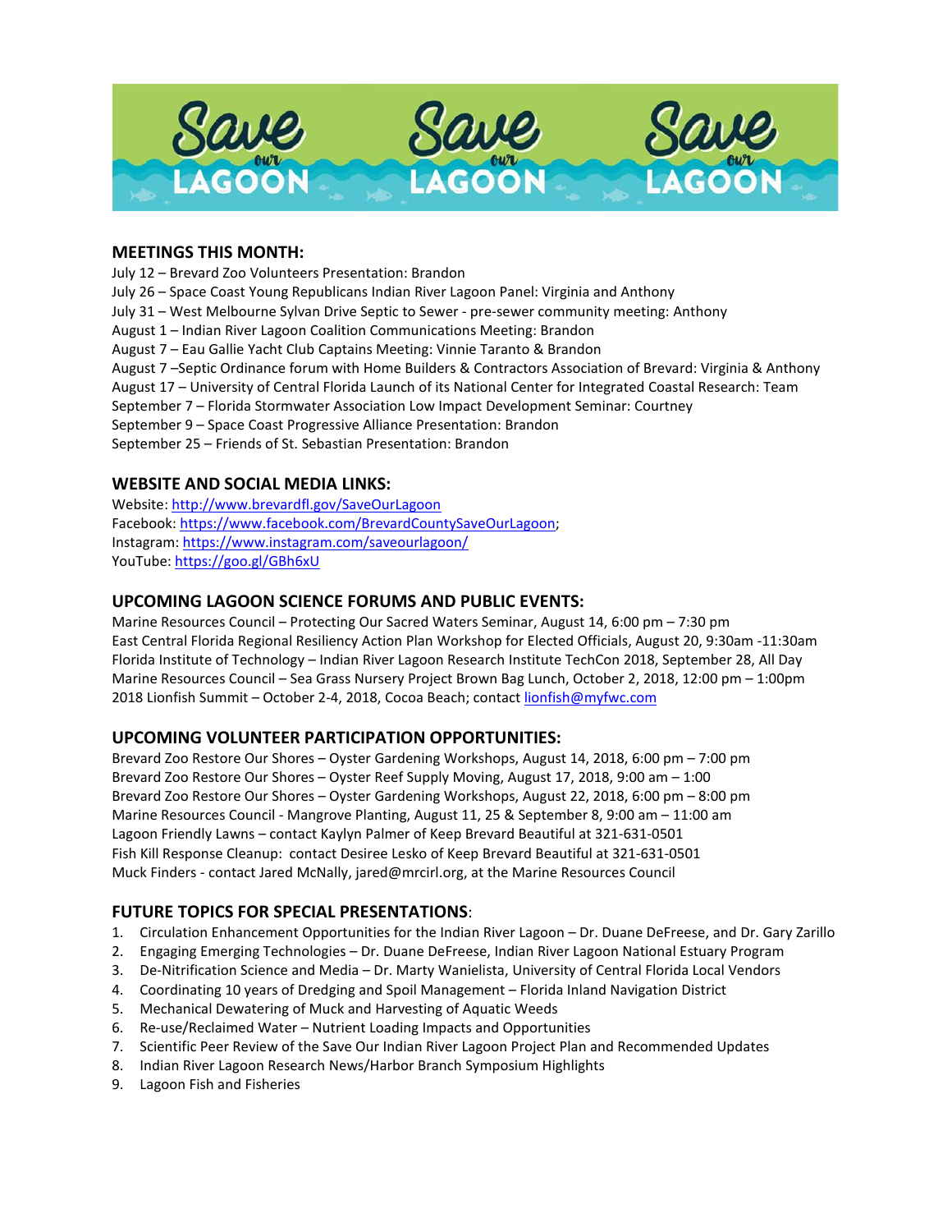## MEETINGS THIS MONTH:

July 12 – Brevard Zoo Volunteers Presentation: Brandon
July 26 – Space Coast Young Republicans Indian River Lagoon Panel: Virginia and Anthony
July 31 – West Melbourne Sylvan Drive Septic to Sewer - pre-sewer community meeting: Anthony
August 1 – Indian River Lagoon Coalition Communications Meeting: Brandon
August 7 – Eau Gallie Yacht Club Captains Meeting: Vinnie Taranto & Brandon
August 7 –Septic Ordinance forum with Home Builders & Contractors Association of Brevard: Virginia & Anthony
August 17 – University of Central Florida Launch of its National Center for Integrated Coastal Research: Team
September 7 – Florida Stormwater Association Low Impact Development Seminar: Courtney
September 9 – Space Coast Progressive Alliance Presentation: Brandon
September 25 – Friends of St. Sebastian Presentation: Brandon

## WEBSITE AND SOCIAL MEDIA LINKS:

Website: http://www.brevardfl.gov/SaveOurLagoon
Facebook: https://www.facebook.com/BrevardCountySaveOurLagoon;
Instagram: https://www.instagram.com/saveourlagoon/
YouTube: https://goo.gl/GBh6xU

## UPCOMING LAGOON SCIENCE FORUMS AND PUBLIC EVENTS:

Marine Resources Council – Protecting Our Sacred Waters Seminar, August 14, 6:00 pm – 7:30 pm
East Central Florida Regional Resiliency Action Plan Workshop for Elected Officials, August 20, 9:30am -11:30am
Florida Institute of Technology – Indian River Lagoon Research Institute TechCon 2018, September 28, All Day
Marine Resources Council – Sea Grass Nursery Project Brown Bag Lunch, October 2, 2018, 12:00 pm – 1:00pm
2018 Lionfish Summit – October 2-4, 2018, Cocoa Beach; contact lionfish@myfwc.com

## UPCOMING VOLUNTEER PARTICIPATION OPPORTUNITIES:

Brevard Zoo Restore Our Shores – Oyster Gardening Workshops, August 14, 2018, 6:00 pm – 7:00 pm
Brevard Zoo Restore Our Shores – Oyster Reef Supply Moving, August 17, 2018, 9:00 am – 1:00
Brevard Zoo Restore Our Shores – Oyster Gardening Workshops, August 22, 2018, 6:00 pm – 8:00 pm
Marine Resources Council - Mangrove Planting, August 11, 25 & September 8, 9:00 am – 11:00 am
Lagoon Friendly Lawns – contact Kaylyn Palmer of Keep Brevard Beautiful at 321-631-0501
Fish Kill Response Cleanup: contact Desiree Lesko of Keep Brevard Beautiful at 321-631-0501
Muck Finders - contact Jared McNally, jared@mrcirl.org, at the Marine Resources Council

## FUTURE TOPICS FOR SPECIAL PRESENTATIONS:

1. Circulation Enhancement Opportunities for the Indian River Lagoon – Dr. Duane DeFreese, and Dr. Gary Zarillo
2. Engaging Emerging Technologies – Dr. Duane DeFreese, Indian River Lagoon National Estuary Program
3. De-Nitrification Science and Media – Dr. Marty Wanielista, University of Central Florida Local Vendors
4. Coordinating 10 years of Dredging and Spoil Management – Florida Inland Navigation District
5. Mechanical Dewatering of Muck and Harvesting of Aquatic Weeds
6. Re-use/Reclaimed Water – Nutrient Loading Impacts and Opportunities
7. Scientific Peer Review of the Save Our Indian River Lagoon Project Plan and Recommended Updates
8. Indian River Lagoon Research News/Harbor Branch Symposium Highlights
9. Lagoon Fish and Fisheries